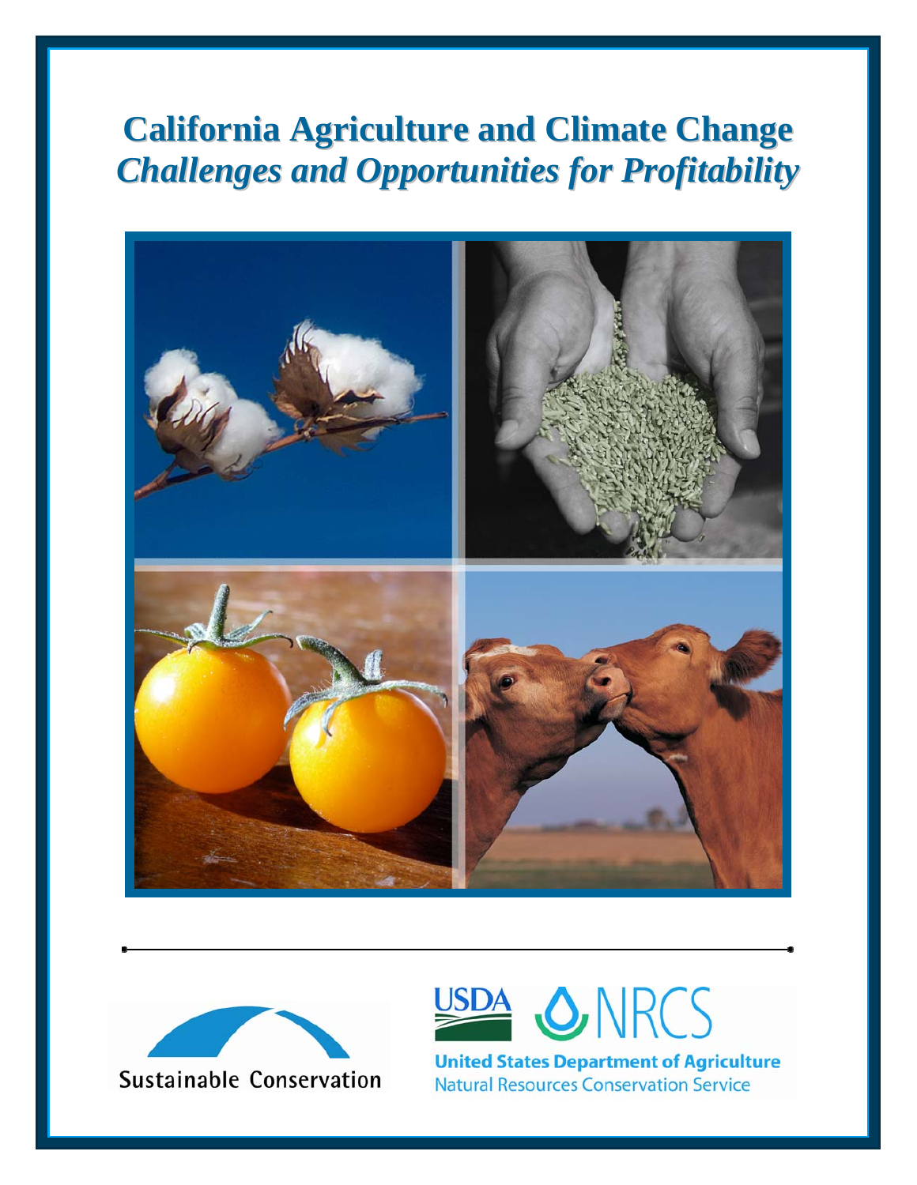# California Agriculture and Climate Change

## *Challenges and Opportunities for Profitability*

Sustainable Conservation

USDA NRCS

United States Department of Agriculture
Natural Resources Conservation Service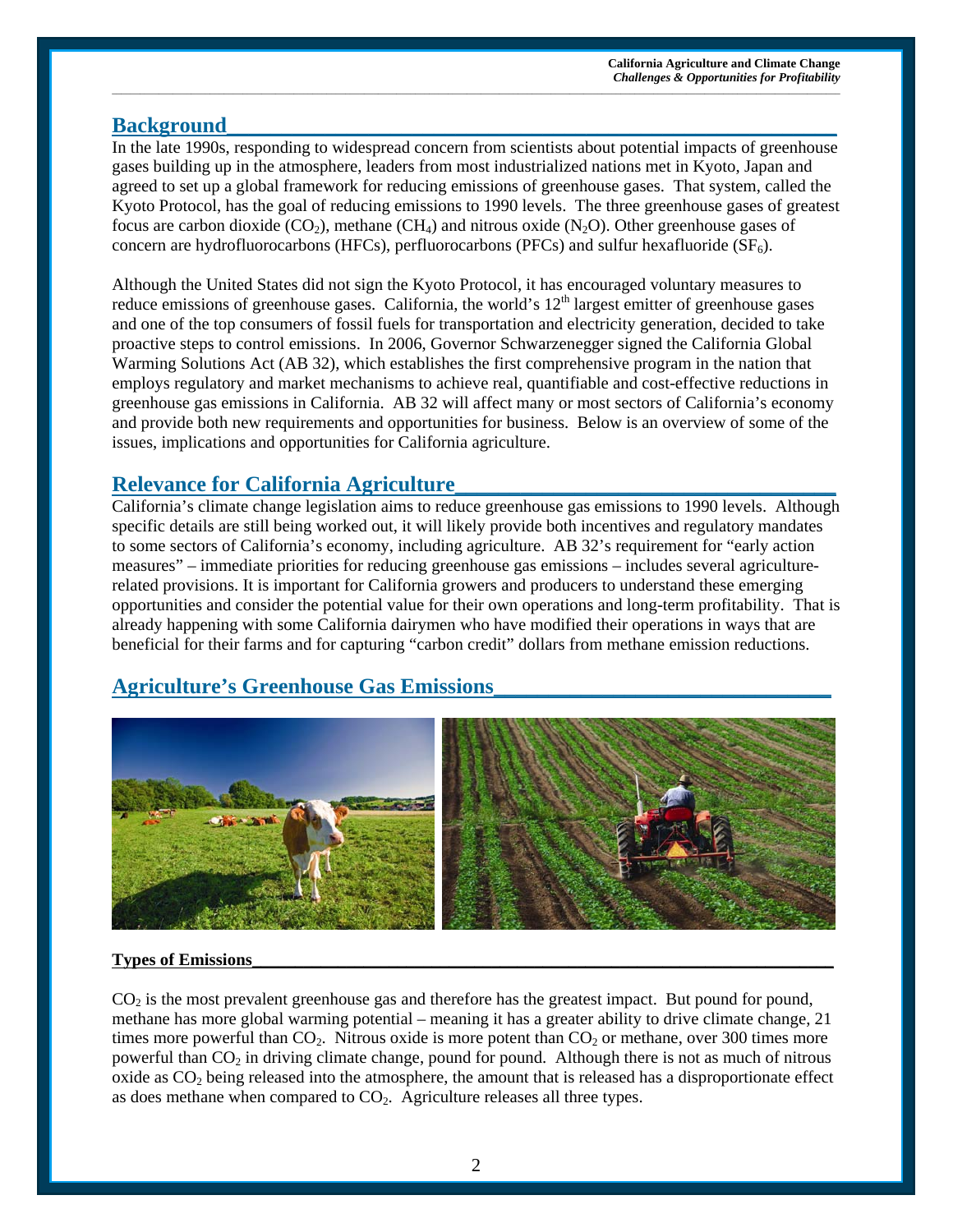## Background

In the late 1990s, responding to widespread concern from scientists about potential impacts of greenhouse gases building up in the atmosphere, leaders from most industrialized nations met in Kyoto, Japan and agreed to set up a global framework for reducing emissions of greenhouse gases. That system, called the Kyoto Protocol, has the goal of reducing emissions to 1990 levels. The three greenhouse gases of greatest focus are carbon dioxide ($CO_2$), methane ($CH_4$) and nitrous oxide ($N_2O$). Other greenhouse gases of concern are hydrofluorocarbons (HFCs), perfluorocarbons (PFCs) and sulfur hexafluoride ($SF_6$).

Although the United States did not sign the Kyoto Protocol, it has encouraged voluntary measures to reduce emissions of greenhouse gases. California, the world's 12th largest emitter of greenhouse gases and one of the top consumers of fossil fuels for transportation and electricity generation, decided to take proactive steps to control emissions. In 2006, Governor Schwarzenegger signed the California Global Warming Solutions Act (AB 32), which establishes the first comprehensive program in the nation that employs regulatory and market mechanisms to achieve real, quantifiable and cost-effective reductions in greenhouse gas emissions in California. AB 32 will affect many or most sectors of California's economy and provide both new requirements and opportunities for business. Below is an overview of some of the issues, implications and opportunities for California agriculture.

## Relevance for California Agriculture

California's climate change legislation aims to reduce greenhouse gas emissions to 1990 levels. Although specific details are still being worked out, it will likely provide both incentives and regulatory mandates to some sectors of California's economy, including agriculture. AB 32's requirement for "early action measures" – immediate priorities for reducing greenhouse gas emissions – includes several agriculture-related provisions. It is important for California growers and producers to understand these emerging opportunities and consider the potential value for their own operations and long-term profitability. That is already happening with some California dairymen who have modified their operations in ways that are beneficial for their farms and for capturing "carbon credit" dollars from methane emission reductions.

## Agriculture's Greenhouse Gas Emissions

### Types of Emissions

$CO_2$ is the most prevalent greenhouse gas and therefore has the greatest impact. But pound for pound, methane has more global warming potential – meaning it has a greater ability to drive climate change, 21 times more powerful than $CO_2$. Nitrous oxide is more potent than $CO_2$ or methane, over 300 times more powerful than $CO_2$ in driving climate change, pound for pound. Although there is not as much of nitrous oxide as $CO_2$ being released into the atmosphere, the amount that is released has a disproportionate effect as does methane when compared to $CO_2$. Agriculture releases all three types.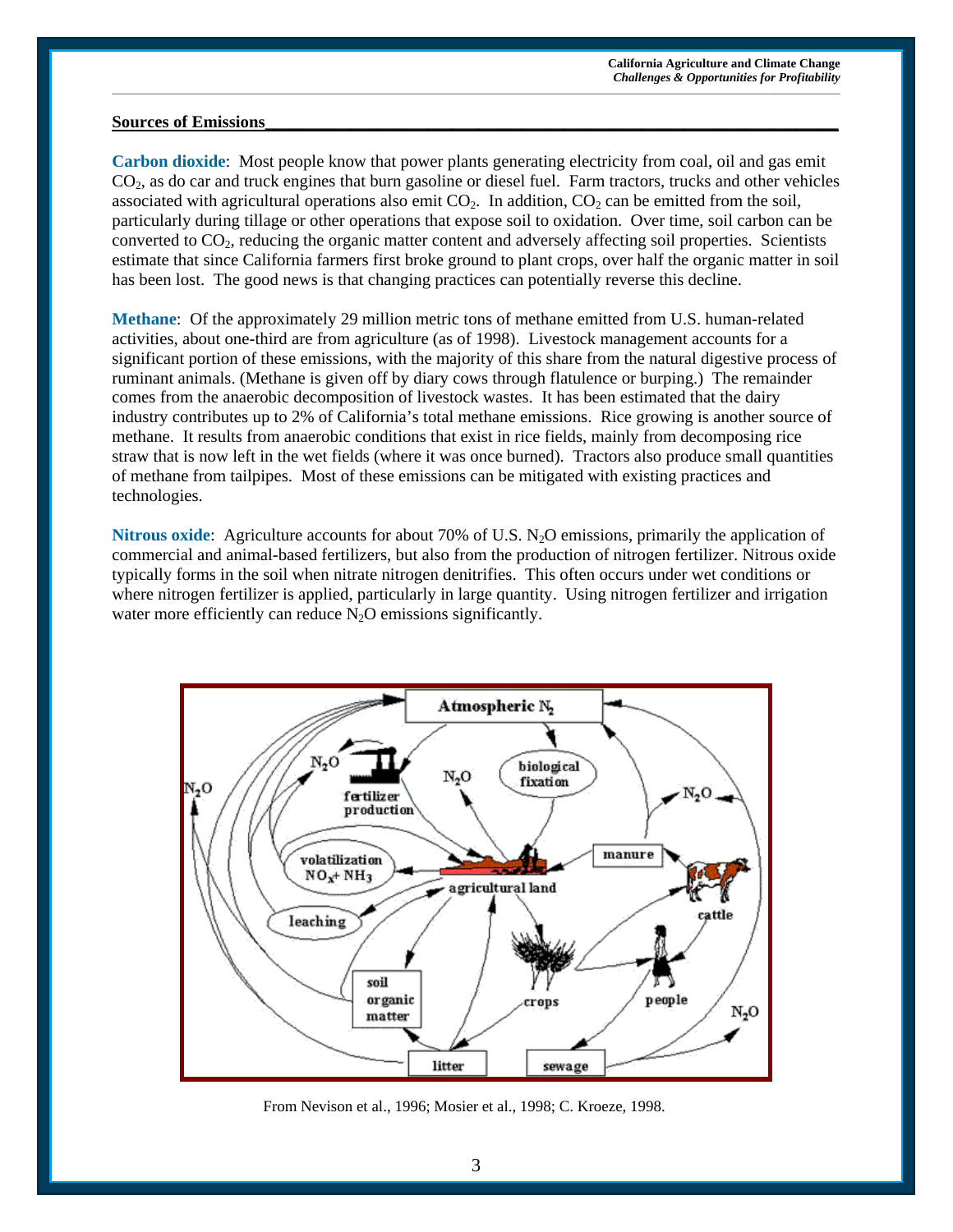## Sources of Emissions

**Carbon dioxide**: Most people know that power plants generating electricity from coal, oil and gas emit $CO_2$, as do car and truck engines that burn gasoline or diesel fuel. Farm tractors, trucks and other vehicles associated with agricultural operations also emit $CO_2$. In addition, $CO_2$ can be emitted from the soil, particularly during tillage or other operations that expose soil to oxidation. Over time, soil carbon can be converted to $CO_2$, reducing the organic matter content and adversely affecting soil properties. Scientists estimate that since California farmers first broke ground to plant crops, over half the organic matter in soil has been lost. The good news is that changing practices can potentially reverse this decline.

**Methane**: Of the approximately 29 million metric tons of methane emitted from U.S. human-related activities, about one-third are from agriculture (as of 1998). Livestock management accounts for a significant portion of these emissions, with the majority of this share from the natural digestive process of ruminant animals. (Methane is given off by diary cows through flatulence or burping.) The remainder comes from the anaerobic decomposition of livestock wastes. It has been estimated that the dairy industry contributes up to 2% of California's total methane emissions. Rice growing is another source of methane. It results from anaerobic conditions that exist in rice fields, mainly from decomposing rice straw that is now left in the wet fields (where it was once burned). Tractors also produce small quantities of methane from tailpipes. Most of these emissions can be mitigated with existing practices and technologies.

**Nitrous oxide**: Agriculture accounts for about 70% of U.S. $N_2O$ emissions, primarily the application of commercial and animal-based fertilizers, but also from the production of nitrogen fertilizer. Nitrous oxide typically forms in the soil when nitrate nitrogen denitrifies. This often occurs under wet conditions or where nitrogen fertilizer is applied, particularly in large quantity. Using nitrogen fertilizer and irrigation water more efficiently can reduce $N_2O$ emissions significantly.

From Nevison et al., 1996; Mosier et al., 1998; C. Kroeze, 1998.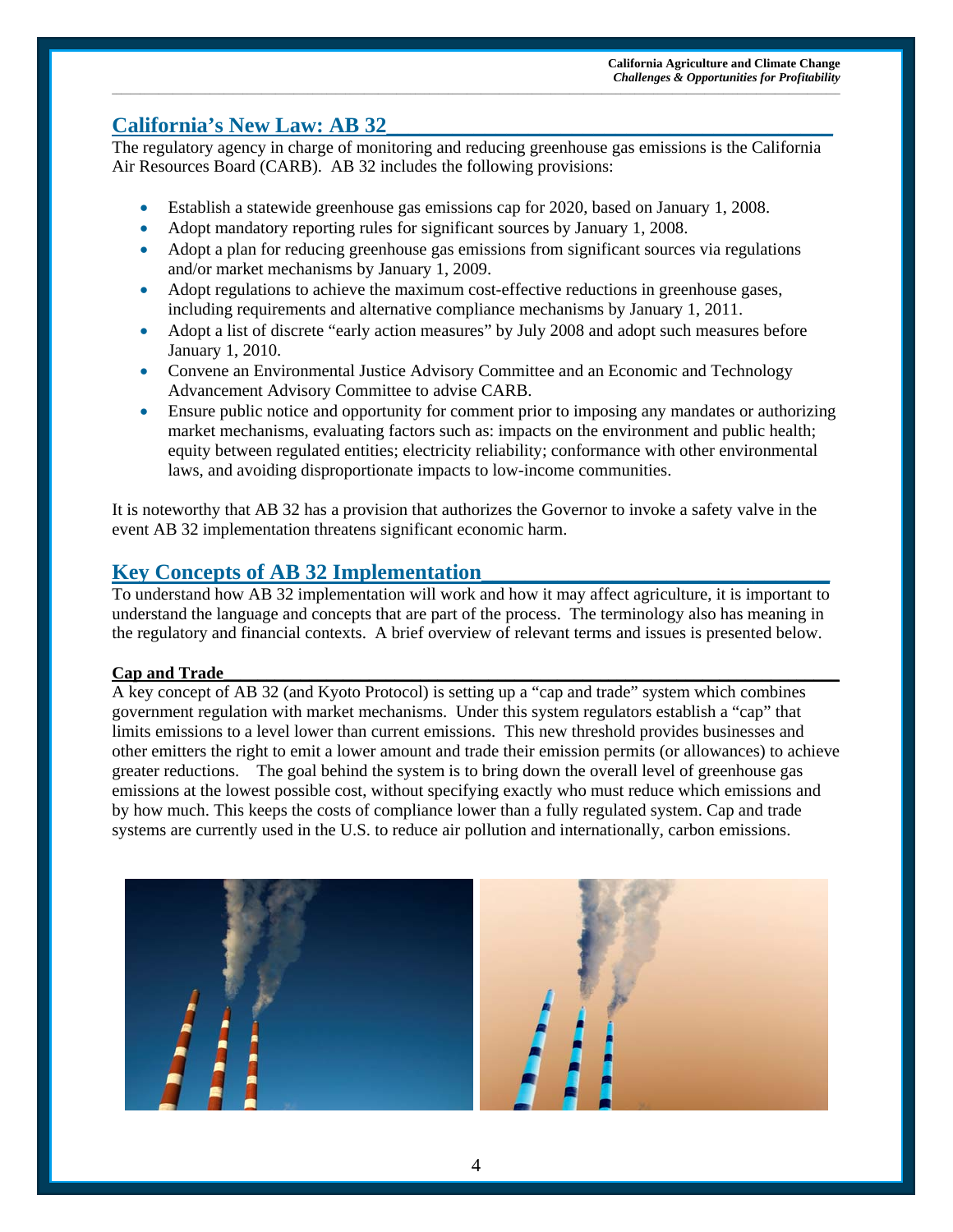## California's New Law: AB 32

The regulatory agency in charge of monitoring and reducing greenhouse gas emissions is the California Air Resources Board (CARB). AB 32 includes the following provisions:

- Establish a statewide greenhouse gas emissions cap for 2020, based on January 1, 2008.
- Adopt mandatory reporting rules for significant sources by January 1, 2008.
- Adopt a plan for reducing greenhouse gas emissions from significant sources via regulations and/or market mechanisms by January 1, 2009.
- Adopt regulations to achieve the maximum cost-effective reductions in greenhouse gases, including requirements and alternative compliance mechanisms by January 1, 2011.
- Adopt a list of discrete "early action measures" by July 2008 and adopt such measures before January 1, 2010.
- Convene an Environmental Justice Advisory Committee and an Economic and Technology Advancement Advisory Committee to advise CARB.
- Ensure public notice and opportunity for comment prior to imposing any mandates or authorizing market mechanisms, evaluating factors such as: impacts on the environment and public health; equity between regulated entities; electricity reliability; conformance with other environmental laws, and avoiding disproportionate impacts to low-income communities.

It is noteworthy that AB 32 has a provision that authorizes the Governor to invoke a safety valve in the event AB 32 implementation threatens significant economic harm.

## Key Concepts of AB 32 Implementation

To understand how AB 32 implementation will work and how it may affect agriculture, it is important to understand the language and concepts that are part of the process. The terminology also has meaning in the regulatory and financial contexts. A brief overview of relevant terms and issues is presented below.

### Cap and Trade

A key concept of AB 32 (and Kyoto Protocol) is setting up a "cap and trade" system which combines government regulation with market mechanisms. Under this system regulators establish a "cap" that limits emissions to a level lower than current emissions. This new threshold provides businesses and other emitters the right to emit a lower amount and trade their emission permits (or allowances) to achieve greater reductions. The goal behind the system is to bring down the overall level of greenhouse gas emissions at the lowest possible cost, without specifying exactly who must reduce which emissions and by how much. This keeps the costs of compliance lower than a fully regulated system. Cap and trade systems are currently used in the U.S. to reduce air pollution and internationally, carbon emissions.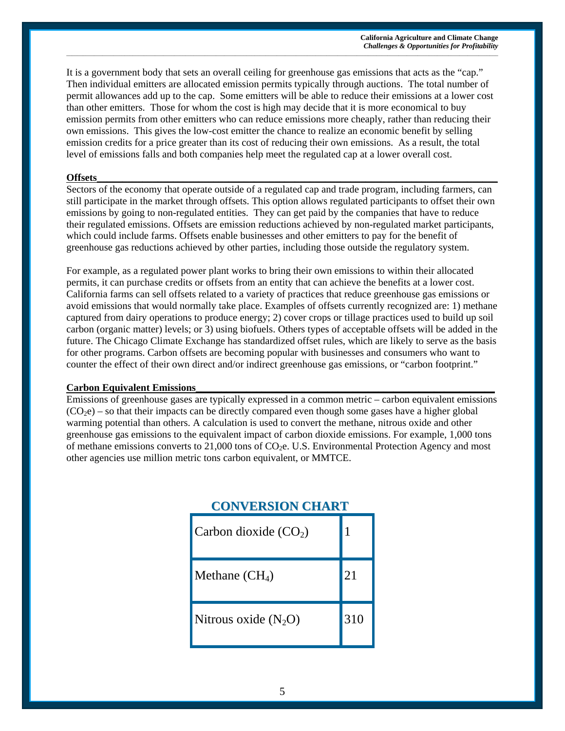It is a government body that sets an overall ceiling for greenhouse gas emissions that acts as the "cap." Then individual emitters are allocated emission permits typically through auctions. The total number of permit allowances add up to the cap. Some emitters will be able to reduce their emissions at a lower cost than other emitters. Those for whom the cost is high may decide that it is more economical to buy emission permits from other emitters who can reduce emissions more cheaply, rather than reducing their own emissions. This gives the low-cost emitter the chance to realize an economic benefit by selling emission credits for a price greater than its cost of reducing their own emissions. As a result, the total level of emissions falls and both companies help meet the regulated cap at a lower overall cost.

**Offsets**

Sectors of the economy that operate outside of a regulated cap and trade program, including farmers, can still participate in the market through offsets. This option allows regulated participants to offset their own emissions by going to non-regulated entities. They can get paid by the companies that have to reduce their regulated emissions. Offsets are emission reductions achieved by non-regulated market participants, which could include farms. Offsets enable businesses and other emitters to pay for the benefit of greenhouse gas reductions achieved by other parties, including those outside the regulatory system.

For example, as a regulated power plant works to bring their own emissions to within their allocated permits, it can purchase credits or offsets from an entity that can achieve the benefits at a lower cost. California farms can sell offsets related to a variety of practices that reduce greenhouse gas emissions or avoid emissions that would normally take place. Examples of offsets currently recognized are: 1) methane captured from dairy operations to produce energy; 2) cover crops or tillage practices used to build up soil carbon (organic matter) levels; or 3) using biofuels. Others types of acceptable offsets will be added in the future. The Chicago Climate Exchange has standardized offset rules, which are likely to serve as the basis for other programs. Carbon offsets are becoming popular with businesses and consumers who want to counter the effect of their own direct and/or indirect greenhouse gas emissions, or "carbon footprint."

**Carbon Equivalent Emissions**

Emissions of greenhouse gases are typically expressed in a common metric – carbon equivalent emissions ($CO_2e$) – so that their impacts can be directly compared even though some gases have a higher global warming potential than others. A calculation is used to convert the methane, nitrous oxide and other greenhouse gas emissions to the equivalent impact of carbon dioxide emissions. For example, 1,000 tons of methane emissions converts to 21,000 tons of $CO_2e$. U.S. Environmental Protection Agency and most other agencies use million metric tons carbon equivalent, or MMTCE.

## CONVERSION CHART

| | |
|---|---|
| Carbon dioxide ($CO_2$) | 1 |
| Methane ($CH_4$) | 21 |
| Nitrous oxide ($N_2O$) | 310 |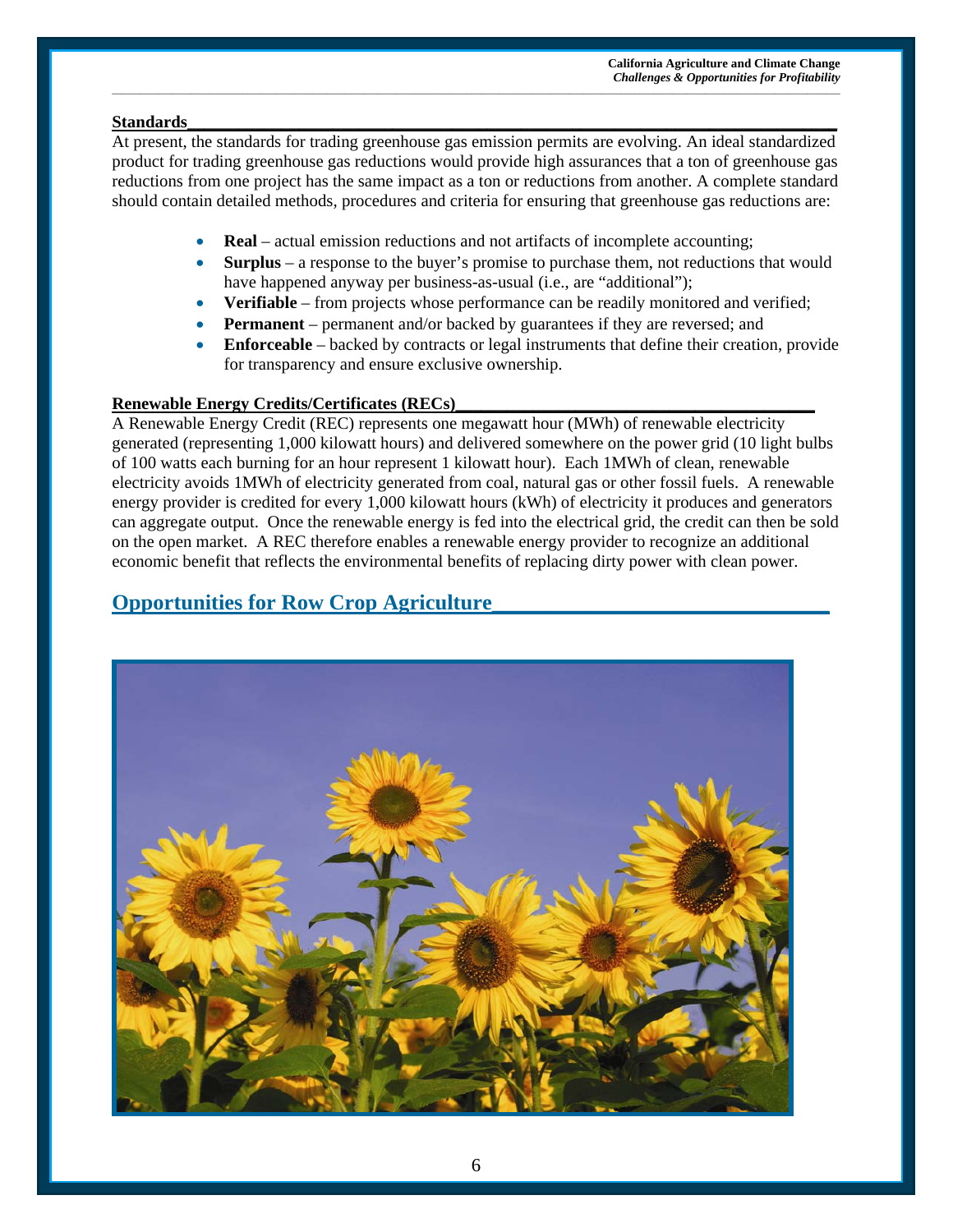### Standards

At present, the standards for trading greenhouse gas emission permits are evolving. An ideal standardized product for trading greenhouse gas reductions would provide high assurances that a ton of greenhouse gas reductions from one project has the same impact as a ton or reductions from another. A complete standard should contain detailed methods, procedures and criteria for ensuring that greenhouse gas reductions are:

- **Real** – actual emission reductions and not artifacts of incomplete accounting;
- **Surplus** – a response to the buyer's promise to purchase them, not reductions that would have happened anyway per business-as-usual (i.e., are "additional");
- **Verifiable** – from projects whose performance can be readily monitored and verified;
- **Permanent** – permanent and/or backed by guarantees if they are reversed; and
- **Enforceable** – backed by contracts or legal instruments that define their creation, provide for transparency and ensure exclusive ownership.

### Renewable Energy Credits/Certificates (RECs)

A Renewable Energy Credit (REC) represents one megawatt hour (MWh) of renewable electricity generated (representing 1,000 kilowatt hours) and delivered somewhere on the power grid (10 light bulbs of 100 watts each burning for an hour represent 1 kilowatt hour). Each 1MWh of clean, renewable electricity avoids 1MWh of electricity generated from coal, natural gas or other fossil fuels. A renewable energy provider is credited for every 1,000 kilowatt hours (kWh) of electricity it produces and generators can aggregate output. Once the renewable energy is fed into the electrical grid, the credit can then be sold on the open market. A REC therefore enables a renewable energy provider to recognize an additional economic benefit that reflects the environmental benefits of replacing dirty power with clean power.

## Opportunities for Row Crop Agriculture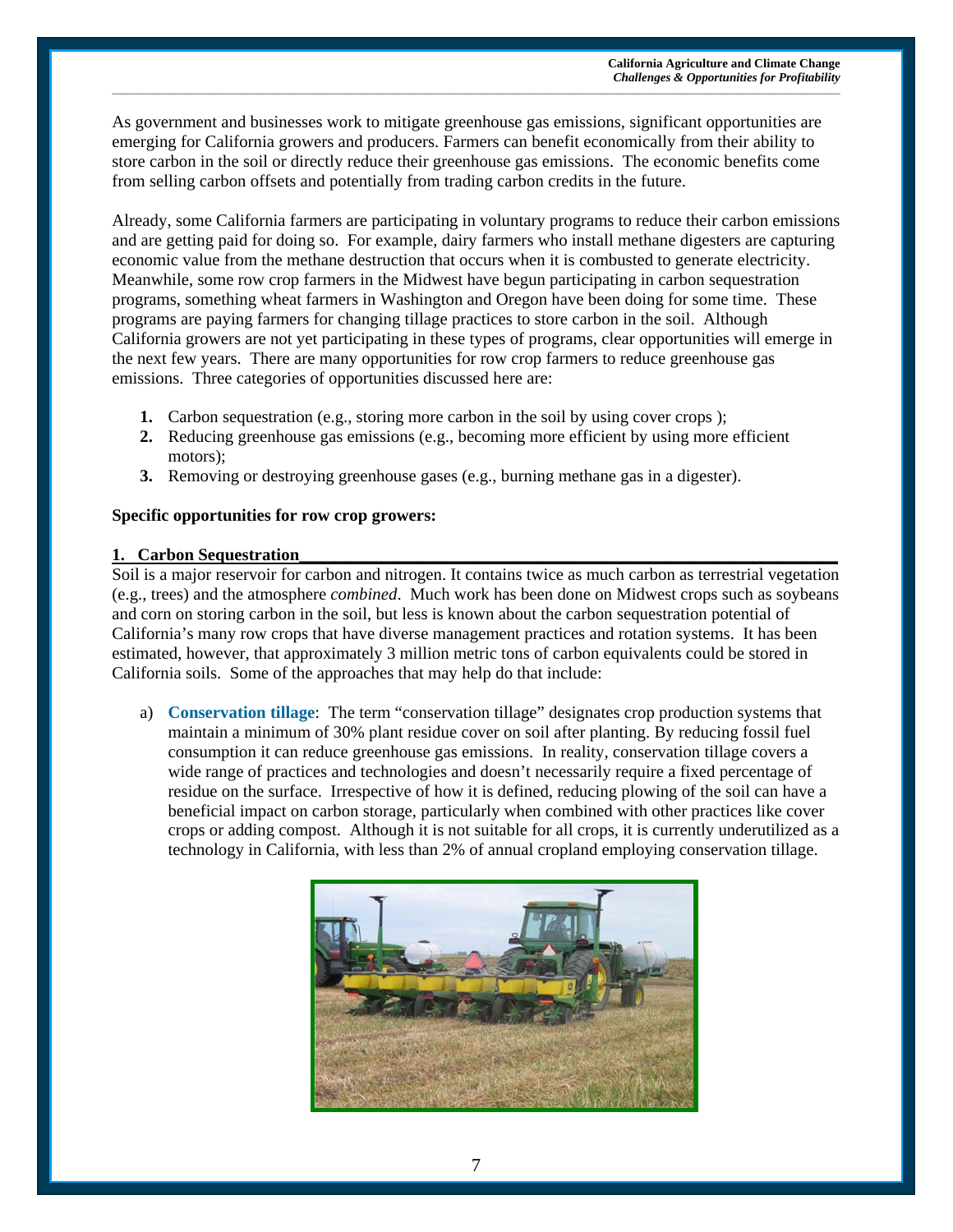As government and businesses work to mitigate greenhouse gas emissions, significant opportunities are emerging for California growers and producers. Farmers can benefit economically from their ability to store carbon in the soil or directly reduce their greenhouse gas emissions. The economic benefits come from selling carbon offsets and potentially from trading carbon credits in the future.

Already, some California farmers are participating in voluntary programs to reduce their carbon emissions and are getting paid for doing so. For example, dairy farmers who install methane digesters are capturing economic value from the methane destruction that occurs when it is combusted to generate electricity. Meanwhile, some row crop farmers in the Midwest have begun participating in carbon sequestration programs, something wheat farmers in Washington and Oregon have been doing for some time. These programs are paying farmers for changing tillage practices to store carbon in the soil. Although California growers are not yet participating in these types of programs, clear opportunities will emerge in the next few years. There are many opportunities for row crop farmers to reduce greenhouse gas emissions. Three categories of opportunities discussed here are:

1. Carbon sequestration (e.g., storing more carbon in the soil by using cover crops );
2. Reducing greenhouse gas emissions (e.g., becoming more efficient by using more efficient motors);
3. Removing or destroying greenhouse gases (e.g., burning methane gas in a digester).

**Specific opportunities for row crop growers:**

## 1. Carbon Sequestration

Soil is a major reservoir for carbon and nitrogen. It contains twice as much carbon as terrestrial vegetation (e.g., trees) and the atmosphere *combined*. Much work has been done on Midwest crops such as soybeans and corn on storing carbon in the soil, but less is known about the carbon sequestration potential of California's many row crops that have diverse management practices and rotation systems. It has been estimated, however, that approximately 3 million metric tons of carbon equivalents could be stored in California soils. Some of the approaches that may help do that include:

a) **Conservation tillage**: The term "conservation tillage" designates crop production systems that maintain a minimum of 30% plant residue cover on soil after planting. By reducing fossil fuel consumption it can reduce greenhouse gas emissions. In reality, conservation tillage covers a wide range of practices and technologies and doesn't necessarily require a fixed percentage of residue on the surface. Irrespective of how it is defined, reducing plowing of the soil can have a beneficial impact on carbon storage, particularly when combined with other practices like cover crops or adding compost. Although it is not suitable for all crops, it is currently underutilized as a technology in California, with less than 2% of annual cropland employing conservation tillage.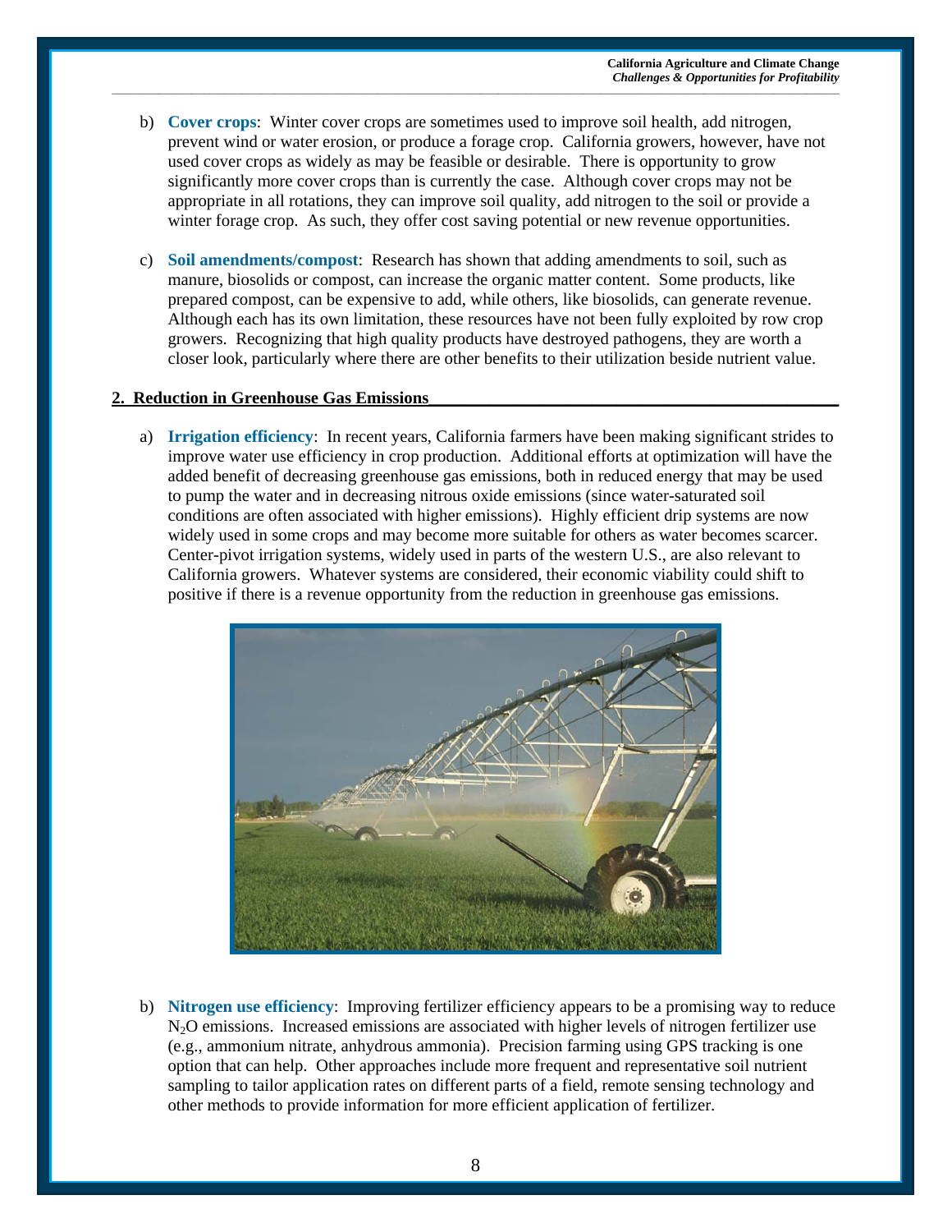b) **Cover crops**: Winter cover crops are sometimes used to improve soil health, add nitrogen, prevent wind or water erosion, or produce a forage crop. California growers, however, have not used cover crops as widely as may be feasible or desirable. There is opportunity to grow significantly more cover crops than is currently the case. Although cover crops may not be appropriate in all rotations, they can improve soil quality, add nitrogen to the soil or provide a winter forage crop. As such, they offer cost saving potential or new revenue opportunities.

c) **Soil amendments/compost**: Research has shown that adding amendments to soil, such as manure, biosolids or compost, can increase the organic matter content. Some products, like prepared compost, can be expensive to add, while others, like biosolids, can generate revenue. Although each has its own limitation, these resources have not been fully exploited by row crop growers. Recognizing that high quality products have destroyed pathogens, they are worth a closer look, particularly where there are other benefits to their utilization beside nutrient value.

## 2. Reduction in Greenhouse Gas Emissions

a) **Irrigation efficiency**: In recent years, California farmers have been making significant strides to improve water use efficiency in crop production. Additional efforts at optimization will have the added benefit of decreasing greenhouse gas emissions, both in reduced energy that may be used to pump the water and in decreasing nitrous oxide emissions (since water-saturated soil conditions are often associated with higher emissions). Highly efficient drip systems are now widely used in some crops and may become more suitable for others as water becomes scarcer. Center-pivot irrigation systems, widely used in parts of the western U.S., are also relevant to California growers. Whatever systems are considered, their economic viability could shift to positive if there is a revenue opportunity from the reduction in greenhouse gas emissions.

b) **Nitrogen use efficiency**: Improving fertilizer efficiency appears to be a promising way to reduce $N_2O$ emissions. Increased emissions are associated with higher levels of nitrogen fertilizer use (e.g., ammonium nitrate, anhydrous ammonia). Precision farming using GPS tracking is one option that can help. Other approaches include more frequent and representative soil nutrient sampling to tailor application rates on different parts of a field, remote sensing technology and other methods to provide information for more efficient application of fertilizer.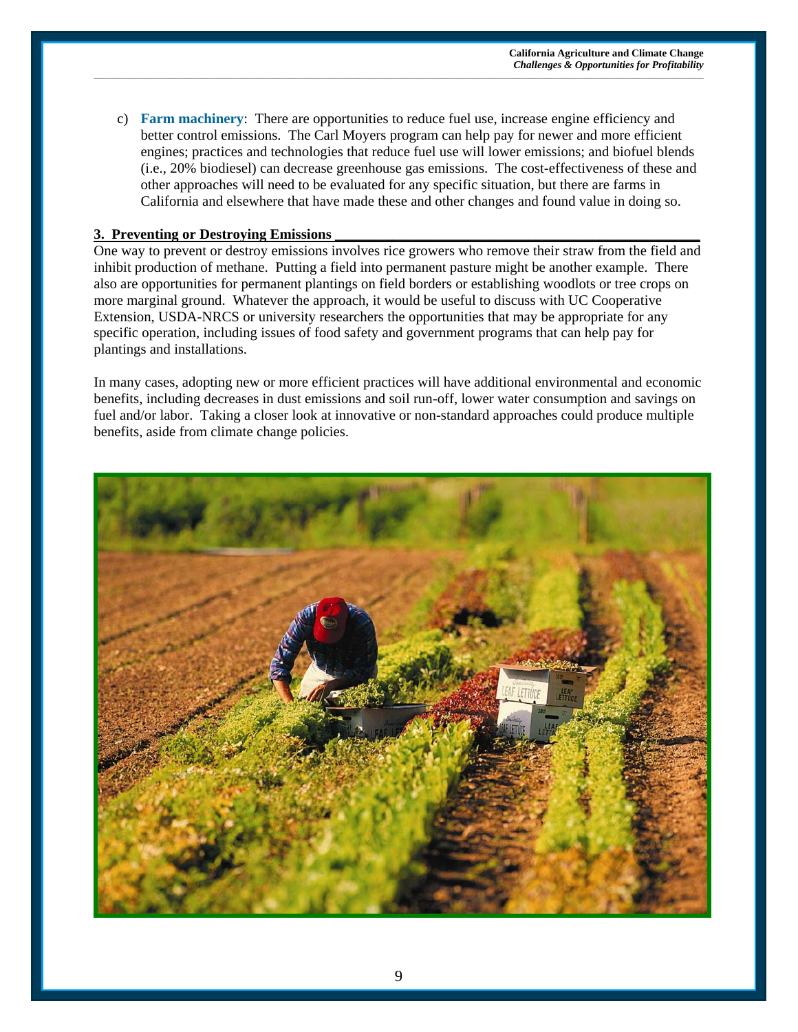c) **Farm machinery**: There are opportunities to reduce fuel use, increase engine efficiency and better control emissions. The Carl Moyers program can help pay for newer and more efficient engines; practices and technologies that reduce fuel use will lower emissions; and biofuel blends (i.e., 20% biodiesel) can decrease greenhouse gas emissions. The cost-effectiveness of these and other approaches will need to be evaluated for any specific situation, but there are farms in California and elsewhere that have made these and other changes and found value in doing so.

## 3. Preventing or Destroying Emissions

One way to prevent or destroy emissions involves rice growers who remove their straw from the field and inhibit production of methane. Putting a field into permanent pasture might be another example. There also are opportunities for permanent plantings on field borders or establishing woodlots or tree crops on more marginal ground. Whatever the approach, it would be useful to discuss with UC Cooperative Extension, USDA-NRCS or university researchers the opportunities that may be appropriate for any specific operation, including issues of food safety and government programs that can help pay for plantings and installations.

In many cases, adopting new or more efficient practices will have additional environmental and economic benefits, including decreases in dust emissions and soil run-off, lower water consumption and savings on fuel and/or labor. Taking a closer look at innovative or non-standard approaches could produce multiple benefits, aside from climate change policies.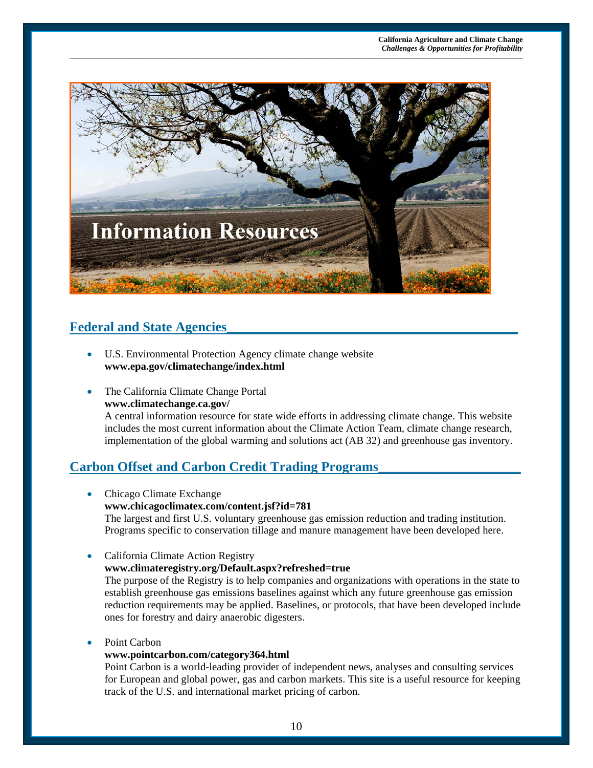# Information Resources

## Federal and State Agencies

- U.S. Environmental Protection Agency climate change website
  **www.epa.gov/climatechange/index.html**

- The California Climate Change Portal
  **www.climatechange.ca.gov/**
  A central information resource for state wide efforts in addressing climate change. This website includes the most current information about the Climate Action Team, climate change research, implementation of the global warming and solutions act (AB 32) and greenhouse gas inventory.

## Carbon Offset and Carbon Credit Trading Programs

- Chicago Climate Exchange
  **www.chicagoclimatex.com/content.jsf?id=781**
  The largest and first U.S. voluntary greenhouse gas emission reduction and trading institution. Programs specific to conservation tillage and manure management have been developed here.

- California Climate Action Registry
  **www.climateregistry.org/Default.aspx?refreshed=true**
  The purpose of the Registry is to help companies and organizations with operations in the state to establish greenhouse gas emissions baselines against which any future greenhouse gas emission reduction requirements may be applied. Baselines, or protocols, that have been developed include ones for forestry and dairy anaerobic digesters.

- Point Carbon
  **www.pointcarbon.com/category364.html**
  Point Carbon is a world-leading provider of independent news, analyses and consulting services for European and global power, gas and carbon markets. This site is a useful resource for keeping track of the U.S. and international market pricing of carbon.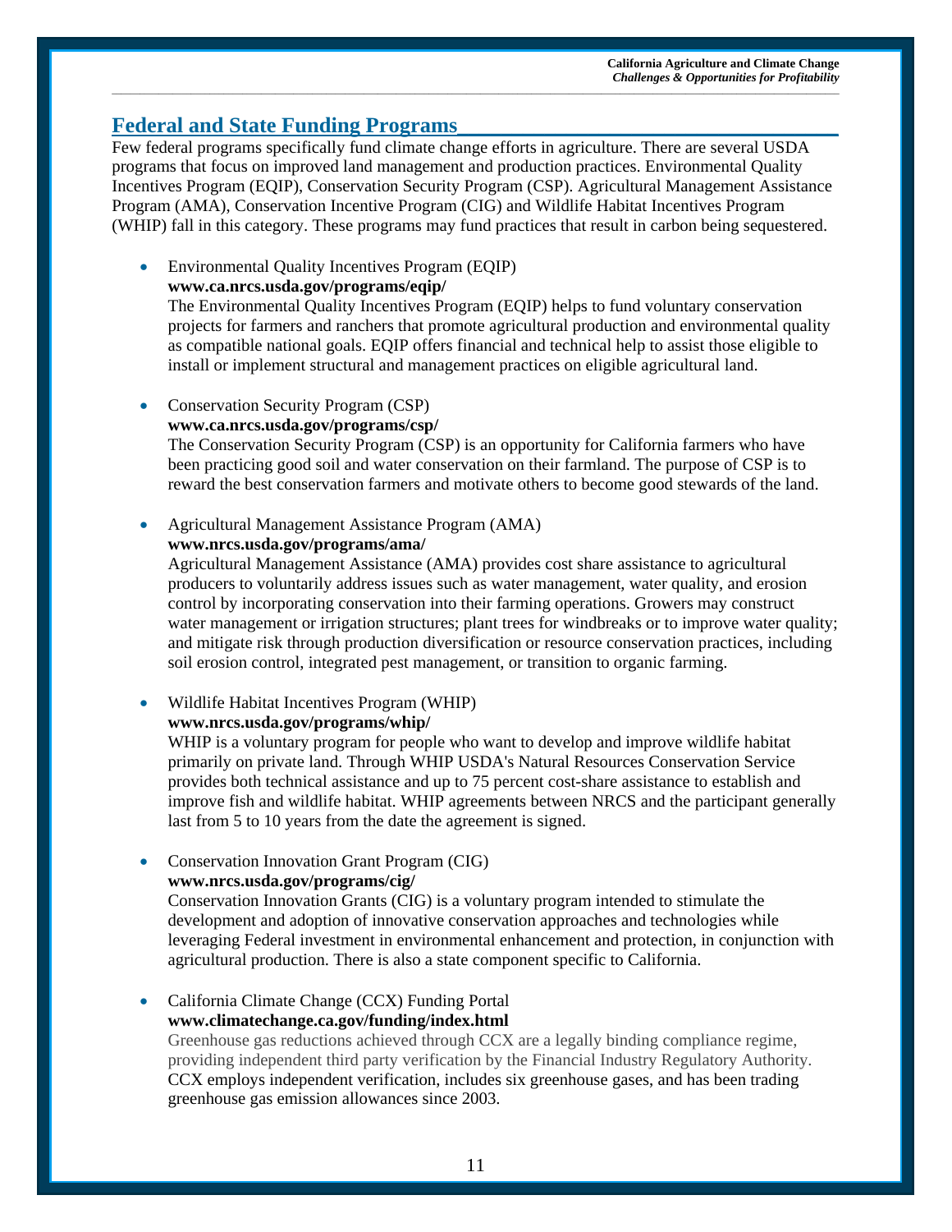## Federal and State Funding Programs

Few federal programs specifically fund climate change efforts in agriculture. There are several USDA programs that focus on improved land management and production practices. Environmental Quality Incentives Program (EQIP), Conservation Security Program (CSP). Agricultural Management Assistance Program (AMA), Conservation Incentive Program (CIG) and Wildlife Habitat Incentives Program (WHIP) fall in this category. These programs may fund practices that result in carbon being sequestered.

- Environmental Quality Incentives Program (EQIP)
  **www.ca.nrcs.usda.gov/programs/eqip/**
  The Environmental Quality Incentives Program (EQIP) helps to fund voluntary conservation projects for farmers and ranchers that promote agricultural production and environmental quality as compatible national goals. EQIP offers financial and technical help to assist those eligible to install or implement structural and management practices on eligible agricultural land.

- Conservation Security Program (CSP)
  **www.ca.nrcs.usda.gov/programs/csp/**
  The Conservation Security Program (CSP) is an opportunity for California farmers who have been practicing good soil and water conservation on their farmland. The purpose of CSP is to reward the best conservation farmers and motivate others to become good stewards of the land.

- Agricultural Management Assistance Program (AMA)
  **www.nrcs.usda.gov/programs/ama/**
  Agricultural Management Assistance (AMA) provides cost share assistance to agricultural producers to voluntarily address issues such as water management, water quality, and erosion control by incorporating conservation into their farming operations. Growers may construct water management or irrigation structures; plant trees for windbreaks or to improve water quality; and mitigate risk through production diversification or resource conservation practices, including soil erosion control, integrated pest management, or transition to organic farming.

- Wildlife Habitat Incentives Program (WHIP)
  **www.nrcs.usda.gov/programs/whip/**
  WHIP is a voluntary program for people who want to develop and improve wildlife habitat primarily on private land. Through WHIP USDA's Natural Resources Conservation Service provides both technical assistance and up to 75 percent cost-share assistance to establish and improve fish and wildlife habitat. WHIP agreements between NRCS and the participant generally last from 5 to 10 years from the date the agreement is signed.

- Conservation Innovation Grant Program (CIG)
  **www.nrcs.usda.gov/programs/cig/**
  Conservation Innovation Grants (CIG) is a voluntary program intended to stimulate the development and adoption of innovative conservation approaches and technologies while leveraging Federal investment in environmental enhancement and protection, in conjunction with agricultural production. There is also a state component specific to California.

- California Climate Change (CCX) Funding Portal
  **www.climatechange.ca.gov/funding/index.html**
  Greenhouse gas reductions achieved through CCX are a legally binding compliance regime, providing independent third party verification by the Financial Industry Regulatory Authority. CCX employs independent verification, includes six greenhouse gases, and has been trading greenhouse gas emission allowances since 2003.